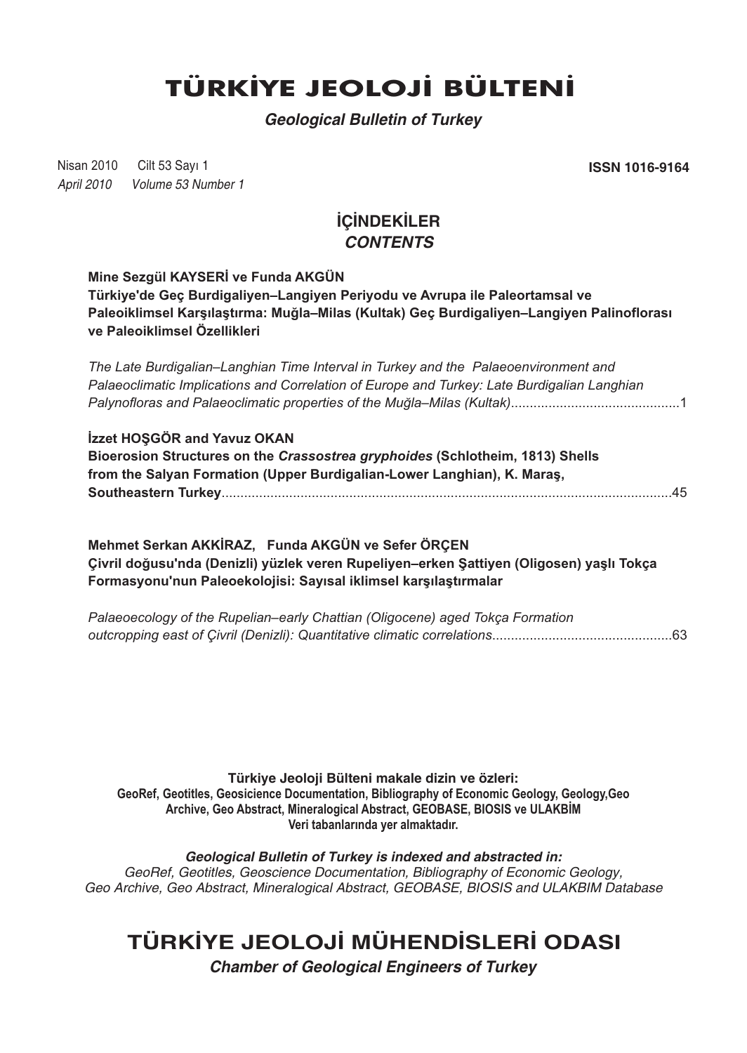# TÜRKİYE JEOLOJİ BÜLTENİ

***Geological Bulletin of Turkey***

Nisan 2010 Cilt 53 Sayı 1
*April 2010 Volume 53 Number 1*

**ISSN 1016-9164**

## İÇİNDEKİLER
## *CONTENTS*

**Mine Sezgül KAYSERİ ve Funda AKGÜN**
**Türkiye'de Geç Burdigaliyen–Langiyen Periyodu ve Avrupa ile Paleortamsal ve Paleoiklimsel Karşılaştırma: Muğla–Milas (Kultak) Geç Burdigaliyen–Langiyen Palinoflorası ve Paleoiklimsel Özellikleri**

*The Late Burdigalian–Langhian Time Interval in Turkey and the Palaeoenvironment and Palaeoclimatic Implications and Correlation of Europe and Turkey: Late Burdigalian Langhian Palynofloras and Palaeoclimatic properties of the Muğla–Milas (Kultak)*............................................1

**İzzet HOŞGÖR and Yavuz OKAN**
**Bioerosion Structures on the *Crassostrea gryphoides* (Schlotheim, 1813) Shells from the Salyan Formation (Upper Burdigalian-Lower Langhian), K. Maraş, Southeastern Turkey**.......................................................................................................................45

**Mehmet Serkan AKKİRAZ, Funda AKGÜN ve Sefer ÖRÇEN**
**Çivril doğusu'nda (Denizli) yüzlek veren Rupeliyen–erken Şattiyen (Oligosen) yaşlı Tokça Formasyonu'nun Paleoekolojisi: Sayısal iklimsel karşılaştırmalar**

*Palaeoecology of the Rupelian–early Chattian (Oligocene) aged Tokça Formation outcropping east of Çivril (Denizli): Quantitative climatic correlations*...............................................63

**Türkiye Jeoloji Bülteni makale dizin ve özleri:**
**GeoRef, Geotitles, Geosicience Documentation, Bibliography of Economic Geology, Geology,Geo Archive, Geo Abstract, Mineralogical Abstract, GEOBASE, BIOSIS ve ULAKBİM**
**Veri tabanlarında yer almaktadır.**

***Geological Bulletin of Turkey is indexed and abstracted in:***
*GeoRef, Geotitles, Geoscience Documentation, Bibliography of Economic Geology, Geo Archive, Geo Abstract, Mineralogical Abstract, GEOBASE, BIOSIS and ULAKBIM Database*

## TÜRKİYE JEOLOJİ MÜHENDİSLERİ ODASI

***Chamber of Geological Engineers of Turkey***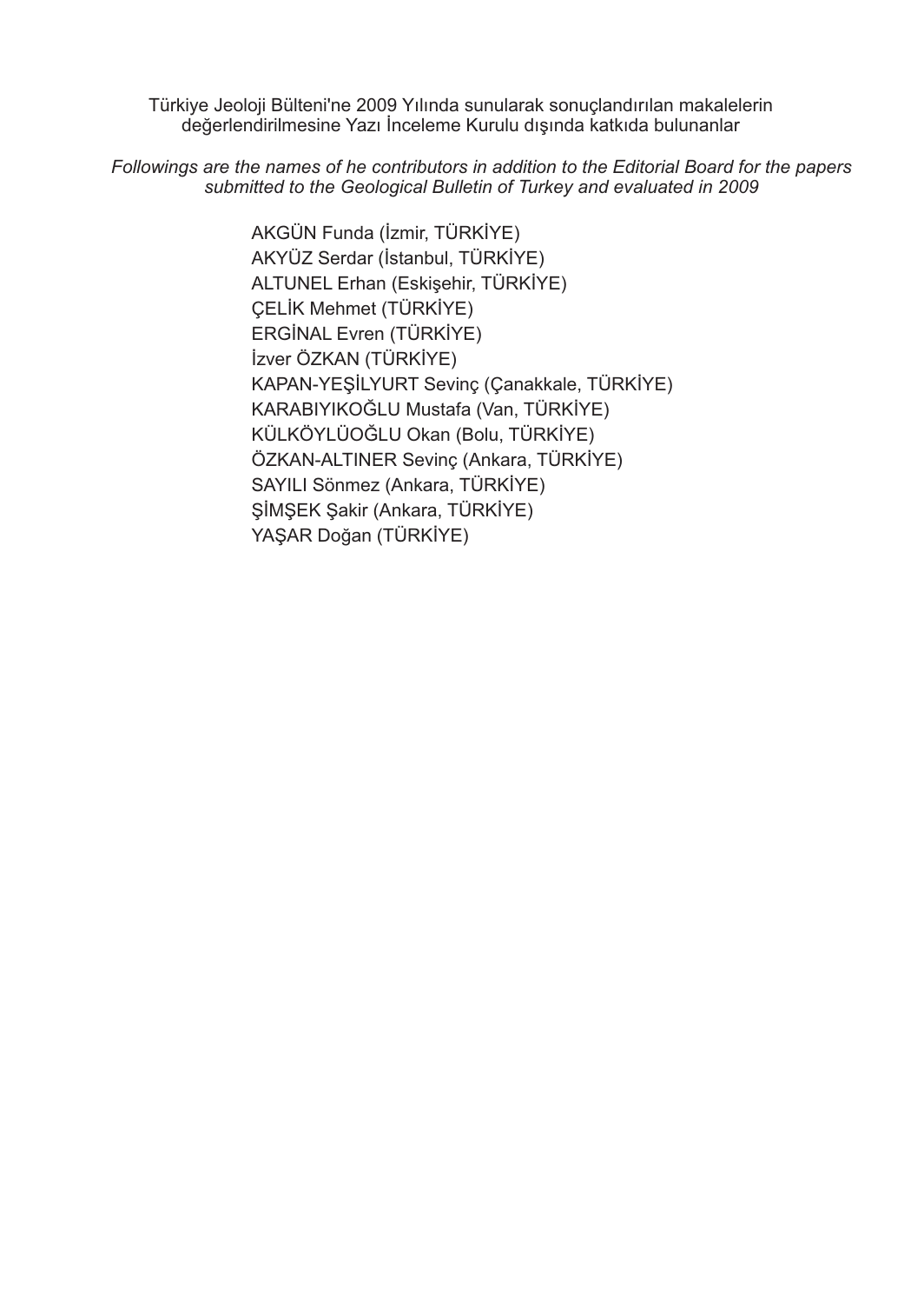Türkiye Jeoloji Bülteni'ne 2009 Yılında sunularak sonuçlandırılan makalelerin değerlendirilmesine Yazı İnceleme Kurulu dışında katkıda bulunanlar

*Followings are the names of he contributors in addition to the Editorial Board for the papers submitted to the Geological Bulletin of Turkey and evaluated in 2009*

AKGÜN Funda (İzmir, TÜRKİYE)
AKYÜZ Serdar (İstanbul, TÜRKİYE)
ALTUNEL Erhan (Eskişehir, TÜRKİYE)
ÇELİK Mehmet (TÜRKİYE)
ERGİNAL Evren (TÜRKİYE)
İzver ÖZKAN (TÜRKİYE)
KAPAN-YEŞİLYURT Sevinç (Çanakkale, TÜRKİYE)
KARABIYIKOĞLU Mustafa (Van, TÜRKİYE)
KÜLKÖYLÜOĞLU Okan (Bolu, TÜRKİYE)
ÖZKAN-ALTINER Sevinç (Ankara, TÜRKİYE)
SAYILI Sönmez (Ankara, TÜRKİYE)
ŞİMŞEK Şakir (Ankara, TÜRKİYE)
YAŞAR Doğan (TÜRKİYE)